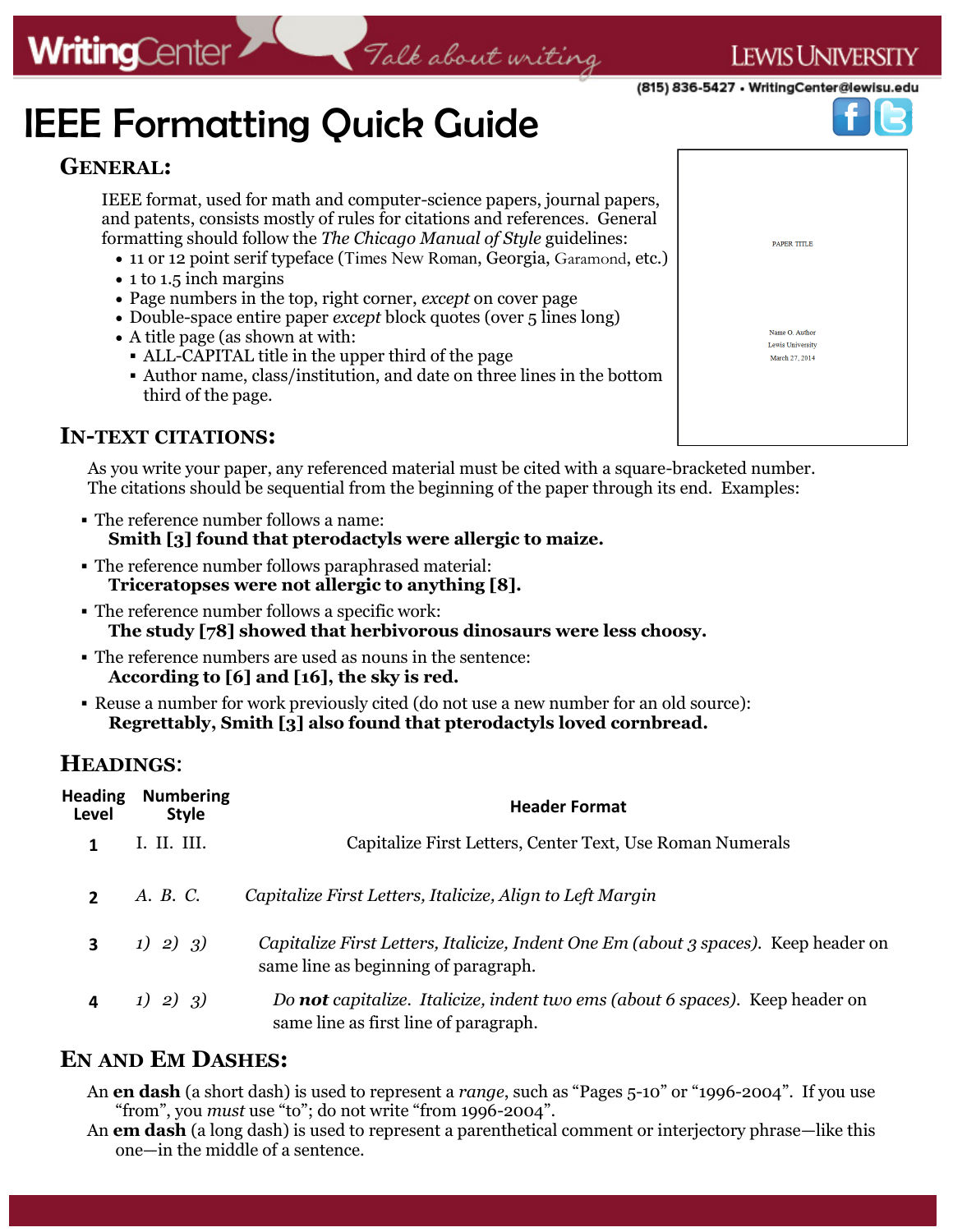# IEEE Formatting Quick Guide

## GENERAL:

IEEE format, used for math and computer-science papers, journal papers, and patents, consists mostly of rules for citations and references. General formatting should follow the *The Chicago Manual of Style* guidelines:

- 11 or 12 point serif typeface (Times New Roman, Georgia, Garamond, etc.)
- 1 to 1.5 inch margins
- Page numbers in the top, right corner, *except* on cover page
- Double-space entire paper *except* block quotes (over 5 lines long)
- A title page (as shown at with:
  - ALL-CAPITAL title in the upper third of the page
  - Author name, class/institution, and date on three lines in the bottom third of the page.

PAPER TITLE

Name O. Author
Lewis University
March 27, 2014

## IN-TEXT CITATIONS:

As you write your paper, any referenced material must be cited with a square-bracketed number. The citations should be sequential from the beginning of the paper through its end. Examples:

- The reference number follows a name:
  **Smith [3] found that pterodactyls were allergic to maize.**
- The reference number follows paraphrased material:
  **Triceratopses were not allergic to anything [8].**
- The reference number follows a specific work:
  **The study [78] showed that herbivorous dinosaurs were less choosy.**
- The reference numbers are used as nouns in the sentence:
  **According to [6] and [16], the sky is red.**
- Reuse a number for work previously cited (do not use a new number for an old source):
  **Regrettably, Smith [3] also found that pterodactyls loved cornbread.**

## HEADINGS:

| Heading Level | Numbering Style | Header Format |
|---|---|---|
| 1 | I. II. III. | Capitalize First Letters, Center Text, Use Roman Numerals |
| 2 | *A. B. C.* | *Capitalize First Letters, Italicize, Align to Left Margin* |
| 3 | *1) 2) 3)* | *Capitalize First Letters, Italicize, Indent One Em (about 3 spaces).* Keep header on same line as beginning of paragraph. |
| 4 | *1) 2) 3)* | *Do **not** capitalize. Italicize, indent two ems (about 6 spaces).* Keep header on same line as first line of paragraph. |

## EN AND EM DASHES:

An **en dash** (a short dash) is used to represent a *range*, such as "Pages 5-10" or "1996-2004". If you use "from", you *must* use "to"; do not write "from 1996-2004".

An **em dash** (a long dash) is used to represent a parenthetical comment or interjectory phrase—like this one—in the middle of a sentence.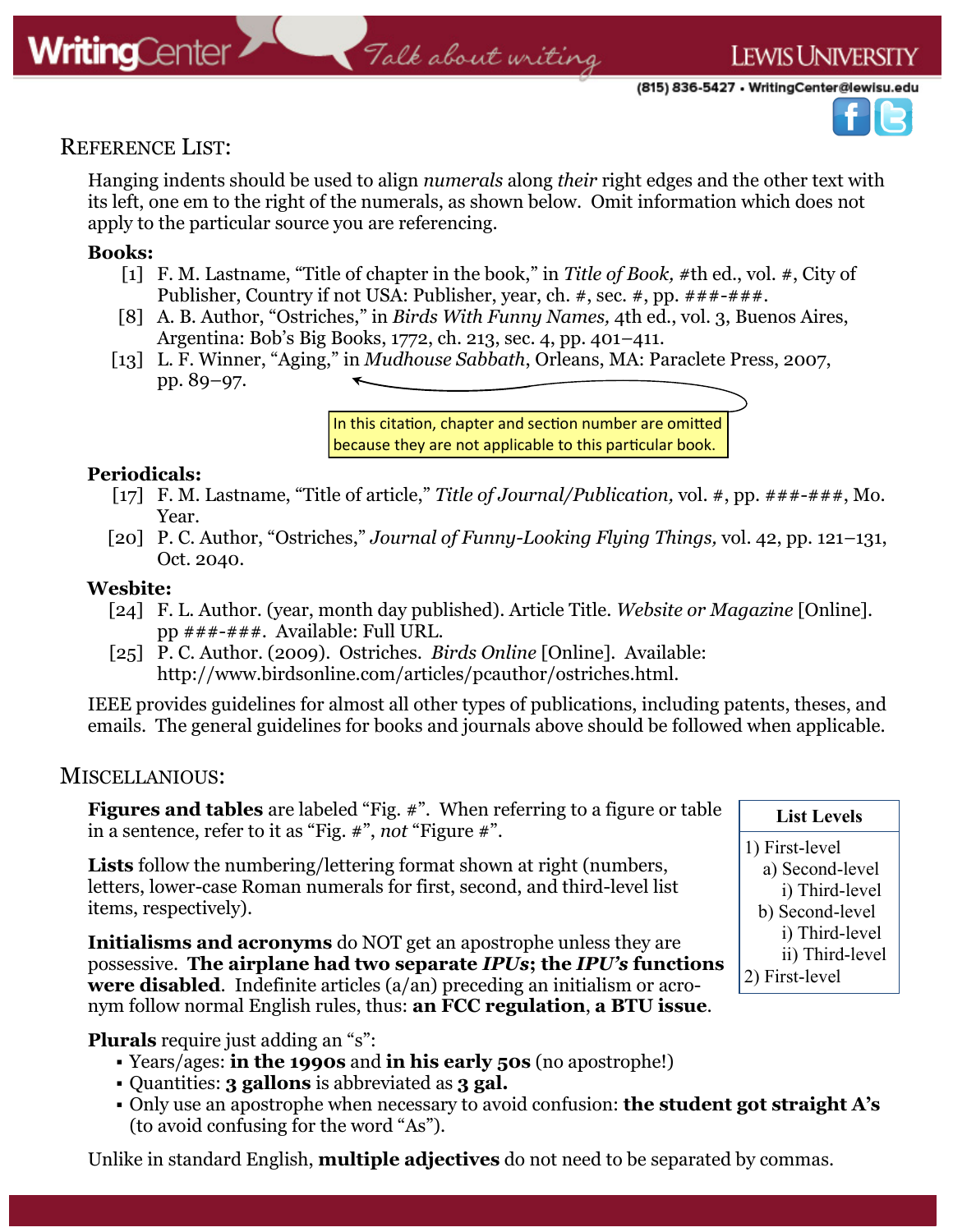## Reference List:

Hanging indents should be used to align *numerals* along *their* right edges and the other text with its left, one em to the right of the numerals, as shown below. Omit information which does not apply to the particular source you are referencing.

**Books:**

[1] F. M. Lastname, "Title of chapter in the book," in *Title of Book,* #th ed., vol. #, City of Publisher, Country if not USA: Publisher, year, ch. #, sec. #, pp. ###-###.

[8] A. B. Author, "Ostriches," in *Birds With Funny Names,* 4th ed., vol. 3, Buenos Aires, Argentina: Bob's Big Books, 1772, ch. 213, sec. 4, pp. 401–411.

[13] L. F. Winner, "Aging," in *Mudhouse Sabbath*, Orleans, MA: Paraclete Press, 2007, pp. 89–97.

In this citation, chapter and section number are omitted because they are not applicable to this particular book.

**Periodicals:**

[17] F. M. Lastname, "Title of article," *Title of Journal/Publication,* vol. #, pp. ###-###, Mo. Year.

[20] P. C. Author, "Ostriches," *Journal of Funny-Looking Flying Things,* vol. 42, pp. 121–131, Oct. 2040.

**Wesbite:**

[24] F. L. Author. (year, month day published). Article Title. *Website or Magazine* [Online]. pp ###-###. Available: Full URL.

[25] P. C. Author. (2009). Ostriches. *Birds Online* [Online]. Available: http://www.birdsonline.com/articles/pcauthor/ostriches.html.

IEEE provides guidelines for almost all other types of publications, including patents, theses, and emails. The general guidelines for books and journals above should be followed when applicable.

## Miscellanious:

**Figures and tables** are labeled "Fig. #". When referring to a figure or table in a sentence, refer to it as "Fig. #", *not* "Figure #".

**Lists** follow the numbering/lettering format shown at right (numbers, letters, lower-case Roman numerals for first, second, and third-level list items, respectively).

**List Levels**

1) First-level
   a) Second-level
      i) Third-level
   b) Second-level
      i) Third-level
      ii) Third-level
2) First-level

**Initialisms and acronyms** do NOT get an apostrophe unless they are possessive. **The airplane had two separate *IPUs*; the *IPU's* functions were disabled**. Indefinite articles (a/an) preceding an initialism or acronym follow normal English rules, thus: **an FCC regulation**, **a BTU issue**.

**Plurals** require just adding an "s":

- Years/ages: **in the 1990s** and **in his early 50s** (no apostrophe!)
- Quantities: **3 gallons** is abbreviated as **3 gal.**
- Only use an apostrophe when necessary to avoid confusion: **the student got straight A's** (to avoid confusing for the word "As").

Unlike in standard English, **multiple adjectives** do not need to be separated by commas.